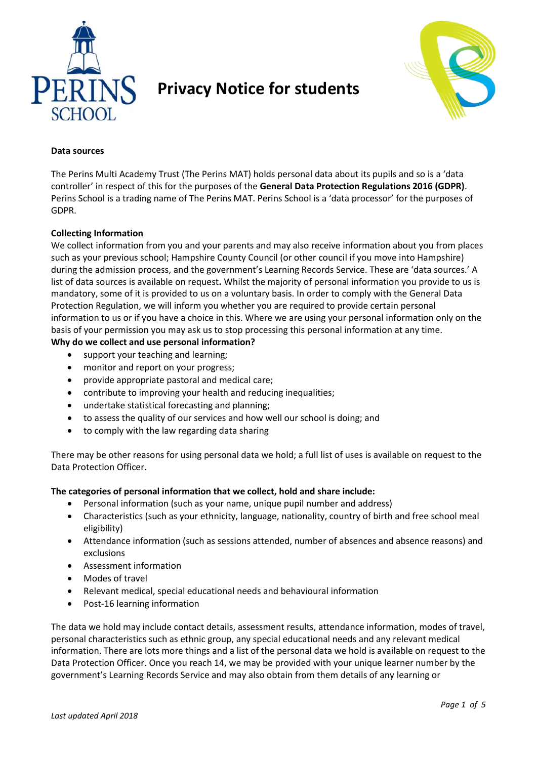# Privacy Notice for students

**Data sources**

The Perins Multi Academy Trust (The Perins MAT) holds personal data about its pupils and so is a 'data controller' in respect of this for the purposes of the **General Data Protection Regulations 2016 (GDPR)**. Perins School is a trading name of The Perins MAT. Perins School is a 'data processor' for the purposes of GDPR.

**Collecting Information**

We collect information from you and your parents and may also receive information about you from places such as your previous school; Hampshire County Council (or other council if you move into Hampshire) during the admission process, and the government's Learning Records Service. These are 'data sources.' A list of data sources is available on request**.** Whilst the majority of personal information you provide to us is mandatory, some of it is provided to us on a voluntary basis. In order to comply with the General Data Protection Regulation, we will inform you whether you are required to provide certain personal information to us or if you have a choice in this. Where we are using your personal information only on the basis of your permission you may ask us to stop processing this personal information at any time.

**Why do we collect and use personal information?**

- support your teaching and learning;
- monitor and report on your progress;
- provide appropriate pastoral and medical care;
- contribute to improving your health and reducing inequalities;
- undertake statistical forecasting and planning;
- to assess the quality of our services and how well our school is doing; and
- to comply with the law regarding data sharing

There may be other reasons for using personal data we hold; a full list of uses is available on request to the Data Protection Officer.

**The categories of personal information that we collect, hold and share include:**

- Personal information (such as your name, unique pupil number and address)
- Characteristics (such as your ethnicity, language, nationality, country of birth and free school meal eligibility)
- Attendance information (such as sessions attended, number of absences and absence reasons) and exclusions
- Assessment information
- Modes of travel
- Relevant medical, special educational needs and behavioural information
- Post-16 learning information

The data we hold may include contact details, assessment results, attendance information, modes of travel, personal characteristics such as ethnic group, any special educational needs and any relevant medical information. There are lots more things and a list of the personal data we hold is available on request to the Data Protection Officer. Once you reach 14, we may be provided with your unique learner number by the government's Learning Records Service and may also obtain from them details of any learning or

*Last updated April 2018*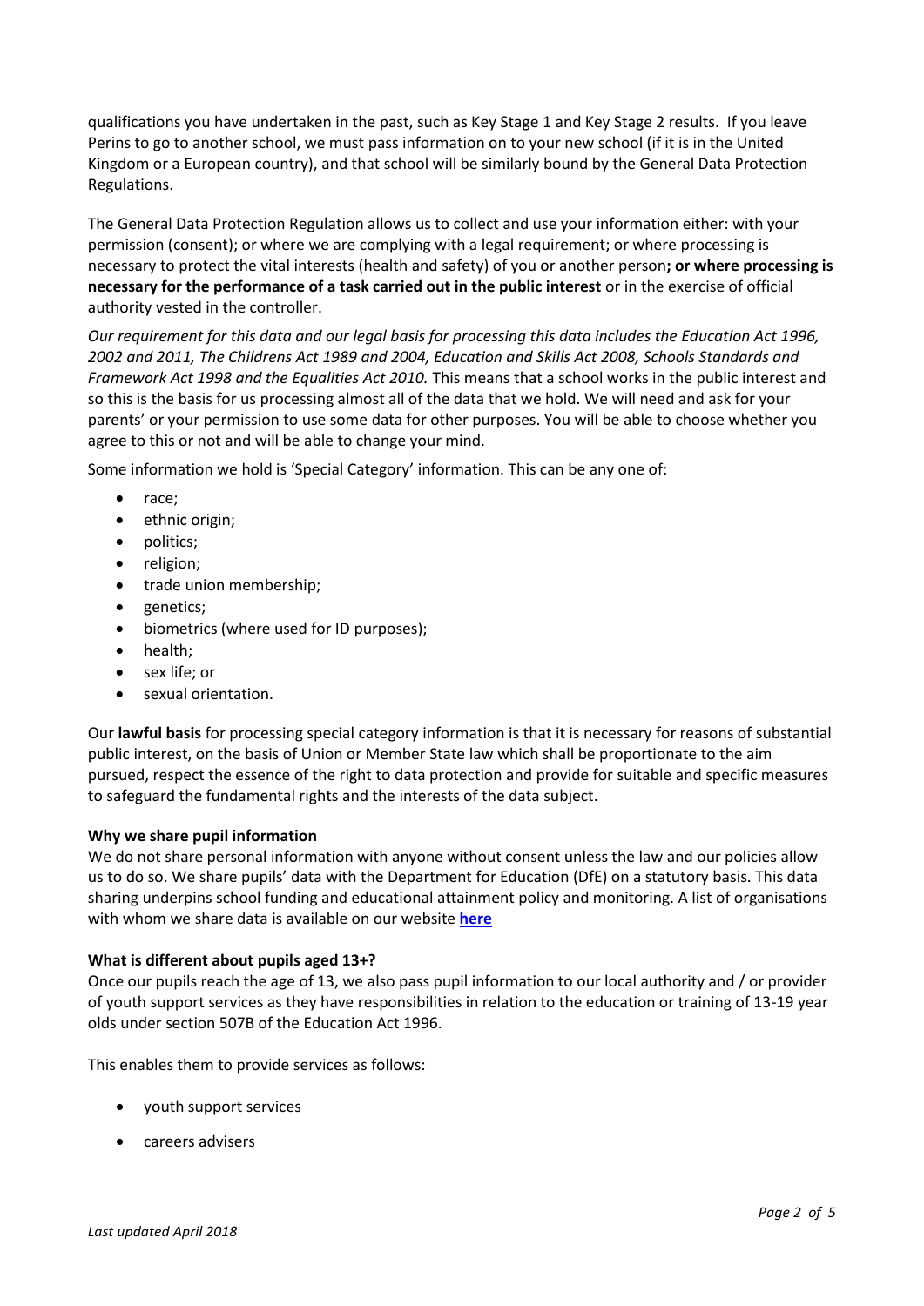qualifications you have undertaken in the past, such as Key Stage 1 and Key Stage 2 results. If you leave Perins to go to another school, we must pass information on to your new school (if it is in the United Kingdom or a European country), and that school will be similarly bound by the General Data Protection Regulations.

The General Data Protection Regulation allows us to collect and use your information either: with your permission (consent); or where we are complying with a legal requirement; or where processing is necessary to protect the vital interests (health and safety) of you or another person**; or where processing is necessary for the performance of a task carried out in the public interest** or in the exercise of official authority vested in the controller.

*Our requirement for this data and our legal basis for processing this data includes the Education Act 1996, 2002 and 2011, The Childrens Act 1989 and 2004, Education and Skills Act 2008, Schools Standards and Framework Act 1998 and the Equalities Act 2010.* This means that a school works in the public interest and so this is the basis for us processing almost all of the data that we hold. We will need and ask for your parents' or your permission to use some data for other purposes. You will be able to choose whether you agree to this or not and will be able to change your mind.

Some information we hold is 'Special Category' information. This can be any one of:

- race;
- ethnic origin;
- politics;
- religion;
- trade union membership;
- genetics;
- biometrics (where used for ID purposes);
- health;
- sex life; or
- sexual orientation.

Our **lawful basis** for processing special category information is that it is necessary for reasons of substantial public interest, on the basis of Union or Member State law which shall be proportionate to the aim pursued, respect the essence of the right to data protection and provide for suitable and specific measures to safeguard the fundamental rights and the interests of the data subject.

**Why we share pupil information**

We do not share personal information with anyone without consent unless the law and our policies allow us to do so. We share pupils' data with the Department for Education (DfE) on a statutory basis. This data sharing underpins school funding and educational attainment policy and monitoring. A list of organisations with whom we share data is available on our website **here**

**What is different about pupils aged 13+?**

Once our pupils reach the age of 13, we also pass pupil information to our local authority and / or provider of youth support services as they have responsibilities in relation to the education or training of 13-19 year olds under section 507B of the Education Act 1996.

This enables them to provide services as follows:

- youth support services
- careers advisers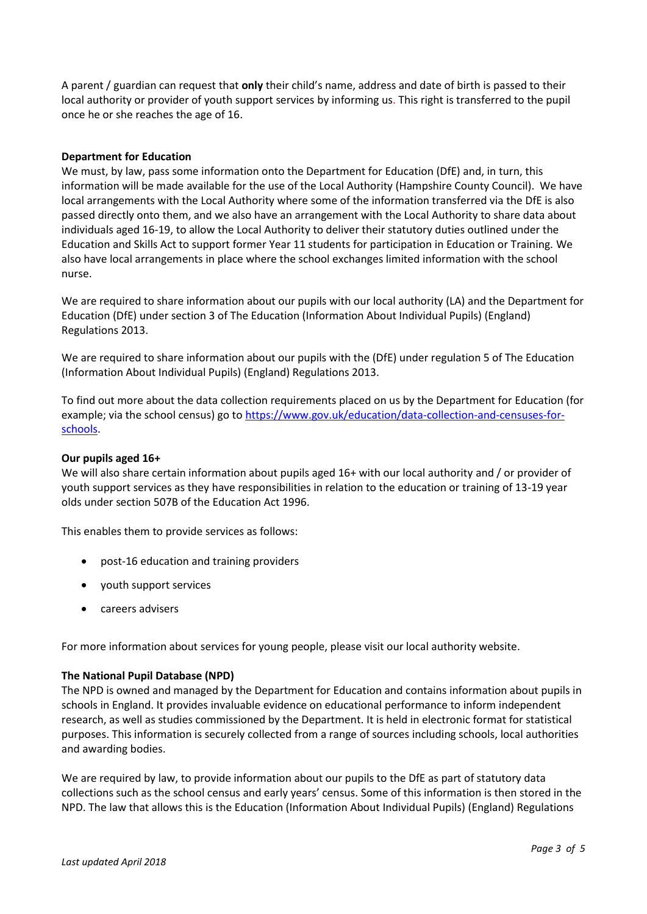A parent / guardian can request that **only** their child's name, address and date of birth is passed to their local authority or provider of youth support services by informing us. This right is transferred to the pupil once he or she reaches the age of 16.

**Department for Education**

We must, by law, pass some information onto the Department for Education (DfE) and, in turn, this information will be made available for the use of the Local Authority (Hampshire County Council). We have local arrangements with the Local Authority where some of the information transferred via the DfE is also passed directly onto them, and we also have an arrangement with the Local Authority to share data about individuals aged 16-19, to allow the Local Authority to deliver their statutory duties outlined under the Education and Skills Act to support former Year 11 students for participation in Education or Training. We also have local arrangements in place where the school exchanges limited information with the school nurse.

We are required to share information about our pupils with our local authority (LA) and the Department for Education (DfE) under section 3 of The Education (Information About Individual Pupils) (England) Regulations 2013.

We are required to share information about our pupils with the (DfE) under regulation 5 of The Education (Information About Individual Pupils) (England) Regulations 2013.

To find out more about the data collection requirements placed on us by the Department for Education (for example; via the school census) go to [https://www.gov.uk/education/data-collection-and-censuses-for-schools](https://www.gov.uk/education/data-collection-and-censuses-for-schools).

**Our pupils aged 16+**

We will also share certain information about pupils aged 16+ with our local authority and / or provider of youth support services as they have responsibilities in relation to the education or training of 13-19 year olds under section 507B of the Education Act 1996.

This enables them to provide services as follows:

- post-16 education and training providers
- youth support services
- careers advisers

For more information about services for young people, please visit our local authority website.

**The National Pupil Database (NPD)**

The NPD is owned and managed by the Department for Education and contains information about pupils in schools in England. It provides invaluable evidence on educational performance to inform independent research, as well as studies commissioned by the Department. It is held in electronic format for statistical purposes. This information is securely collected from a range of sources including schools, local authorities and awarding bodies.

We are required by law, to provide information about our pupils to the DfE as part of statutory data collections such as the school census and early years' census. Some of this information is then stored in the NPD. The law that allows this is the Education (Information About Individual Pupils) (England) Regulations

*Last updated April 2018*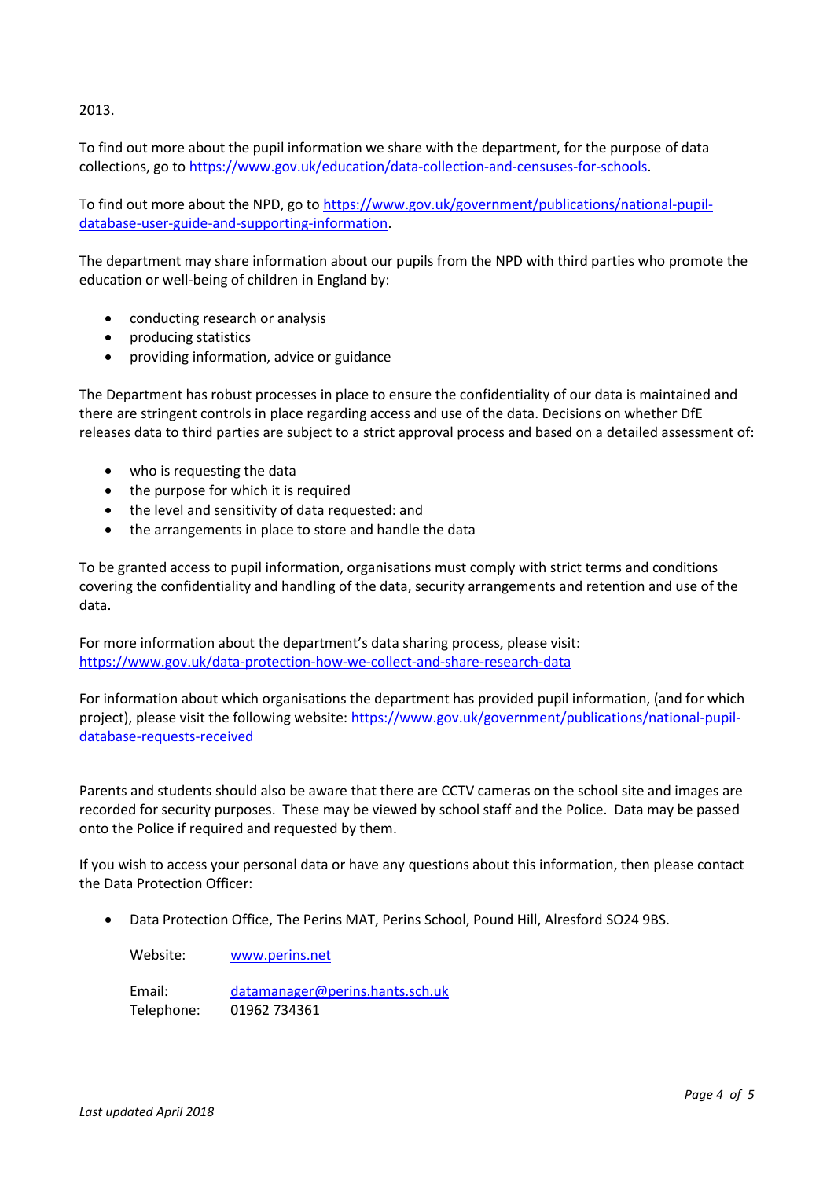2013.

To find out more about the pupil information we share with the department, for the purpose of data collections, go to [https://www.gov.uk/education/data-collection-and-censuses-for-schools](https://www.gov.uk/education/data-collection-and-censuses-for-schools).

To find out more about the NPD, go to [https://www.gov.uk/government/publications/national-pupil-database-user-guide-and-supporting-information](https://www.gov.uk/government/publications/national-pupil-database-user-guide-and-supporting-information).

The department may share information about our pupils from the NPD with third parties who promote the education or well-being of children in England by:

- conducting research or analysis
- producing statistics
- providing information, advice or guidance

The Department has robust processes in place to ensure the confidentiality of our data is maintained and there are stringent controls in place regarding access and use of the data. Decisions on whether DfE releases data to third parties are subject to a strict approval process and based on a detailed assessment of:

- who is requesting the data
- the purpose for which it is required
- the level and sensitivity of data requested: and
- the arrangements in place to store and handle the data

To be granted access to pupil information, organisations must comply with strict terms and conditions covering the confidentiality and handling of the data, security arrangements and retention and use of the data.

For more information about the department's data sharing process, please visit: [https://www.gov.uk/data-protection-how-we-collect-and-share-research-data](https://www.gov.uk/data-protection-how-we-collect-and-share-research-data)

For information about which organisations the department has provided pupil information, (and for which project), please visit the following website: [https://www.gov.uk/government/publications/national-pupil-database-requests-received](https://www.gov.uk/government/publications/national-pupil-database-requests-received)

Parents and students should also be aware that there are CCTV cameras on the school site and images are recorded for security purposes. These may be viewed by school staff and the Police. Data may be passed onto the Police if required and requested by them.

If you wish to access your personal data or have any questions about this information, then please contact the Data Protection Officer:

- Data Protection Office, The Perins MAT, Perins School, Pound Hill, Alresford SO24 9BS.

  Website: [www.perins.net](http://www.perins.net)

  Email: [datamanager@perins.hants.sch.uk](mailto:datamanager@perins.hants.sch.uk)
  Telephone: 01962 734361

*Last updated April 2018*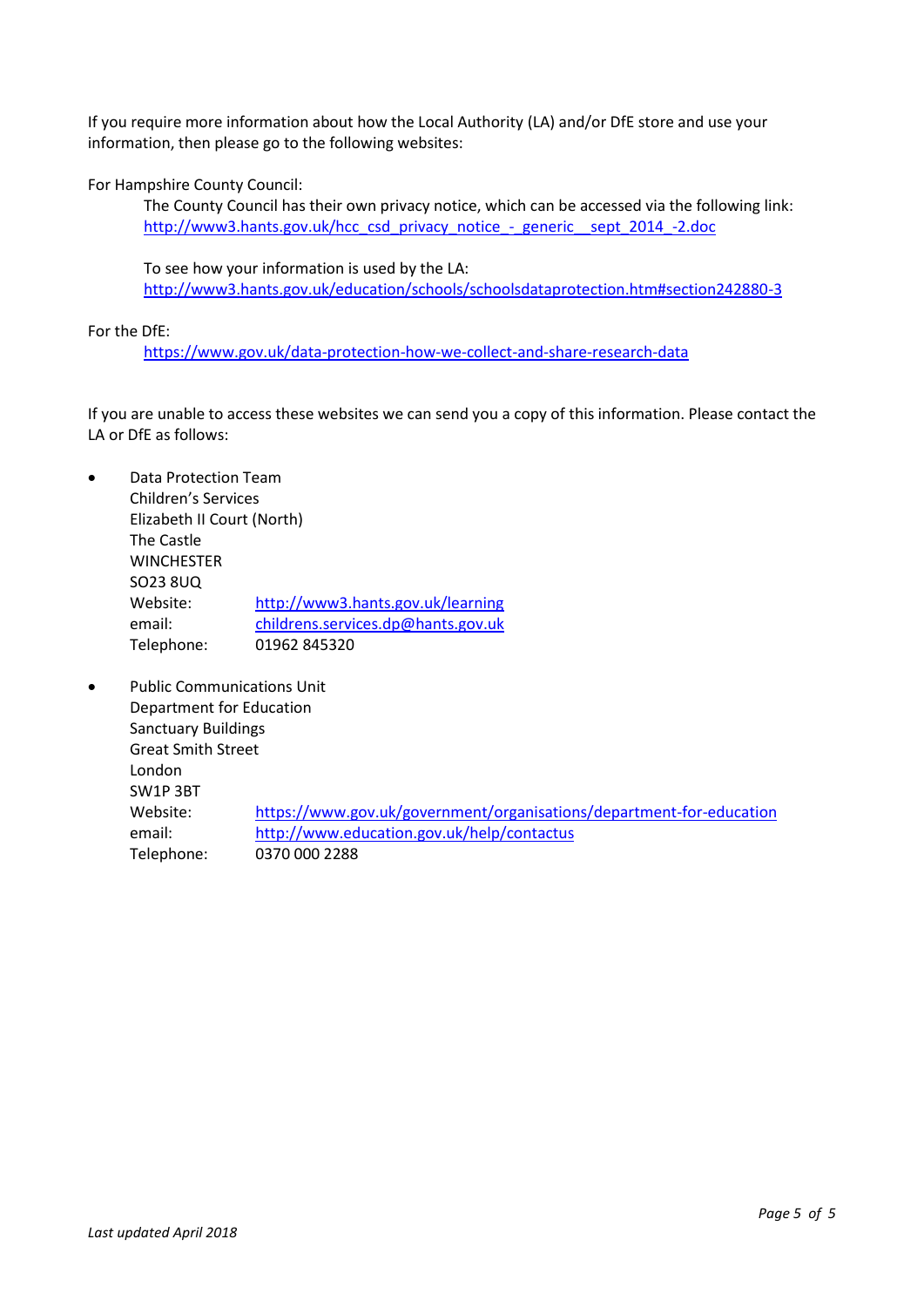If you require more information about how the Local Authority (LA) and/or DfE store and use your information, then please go to the following websites:

For Hampshire County Council:

The County Council has their own privacy notice, which can be accessed via the following link: http://www3.hants.gov.uk/hcc_csd_privacy_notice_-_generic__sept_2014_-2.doc

To see how your information is used by the LA: http://www3.hants.gov.uk/education/schools/schoolsdataprotection.htm#section242880-3

For the DfE:

https://www.gov.uk/data-protection-how-we-collect-and-share-research-data

If you are unable to access these websites we can send you a copy of this information. Please contact the LA or DfE as follows:

- Data Protection Team
  Children's Services
  Elizabeth II Court (North)
  The Castle
  WINCHESTER
  SO23 8UQ
  Website: http://www3.hants.gov.uk/learning
  email: childrens.services.dp@hants.gov.uk
  Telephone: 01962 845320

- Public Communications Unit
  Department for Education
  Sanctuary Buildings
  Great Smith Street
  London
  SW1P 3BT
  Website: https://www.gov.uk/government/organisations/department-for-education
  email: http://www.education.gov.uk/help/contactus
  Telephone: 0370 000 2288

*Last updated April 2018*